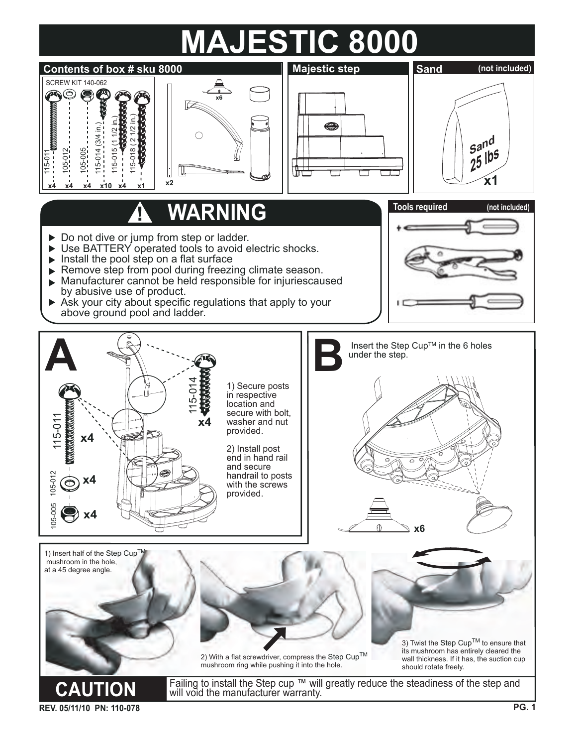# MAJESTIC 8000

## Contents of box # sku 8000

SCREW KIT 140-062

| 115-011 | 105-012 | 105-005 | 115-014 (3/4 in.) | 115-015 (1 1/2 in.) | 115-018 ( 2 1/2 in.) |
|---|---|---|---|---|---|
| x4 | x4 | x4 | x10 | x4 | x1 |

x2

x6

## Majestic step

## Sand (not included)

Sand 25 lbs

x1

## WARNING

- Do not dive or jump from step or ladder.
- Use BATTERY operated tools to avoid electric shocks.
- Install the pool step on a flat surface
- Remove step from pool during freezing climate season.
- Manufacturer cannot be held responsible for injuriescaused by abusive use of product.
- Ask your city about specific regulations that apply to your above ground pool and ladder.

## Tools required (not included)

## A

115-011 x4

105-012 x4

105-005 x4

115-014 x4

1) Secure posts in respective location and secure with bolt, washer and nut provided.

2) Install post end in hand rail and secure handrail to posts with the screws provided.

## B

Insert the Step Cup™ in the 6 holes under the step.

x6

1) Insert half of the Step Cup™ mushroom in the hole, at a 45 degree angle.

2) With a flat screwdriver, compress the Step Cup™ mushroom ring while pushing it into the hole.

3) Twist the Step Cup™ to ensure that its mushroom has entirely cleared the wall thickness. If it has, the suction cup should rotate freely.

**CAUTION** Failing to install the Step cup ™ will greatly reduce the steadiness of the step and will void the manufacturer warranty.

REV. 05/11/10 PN: 110-078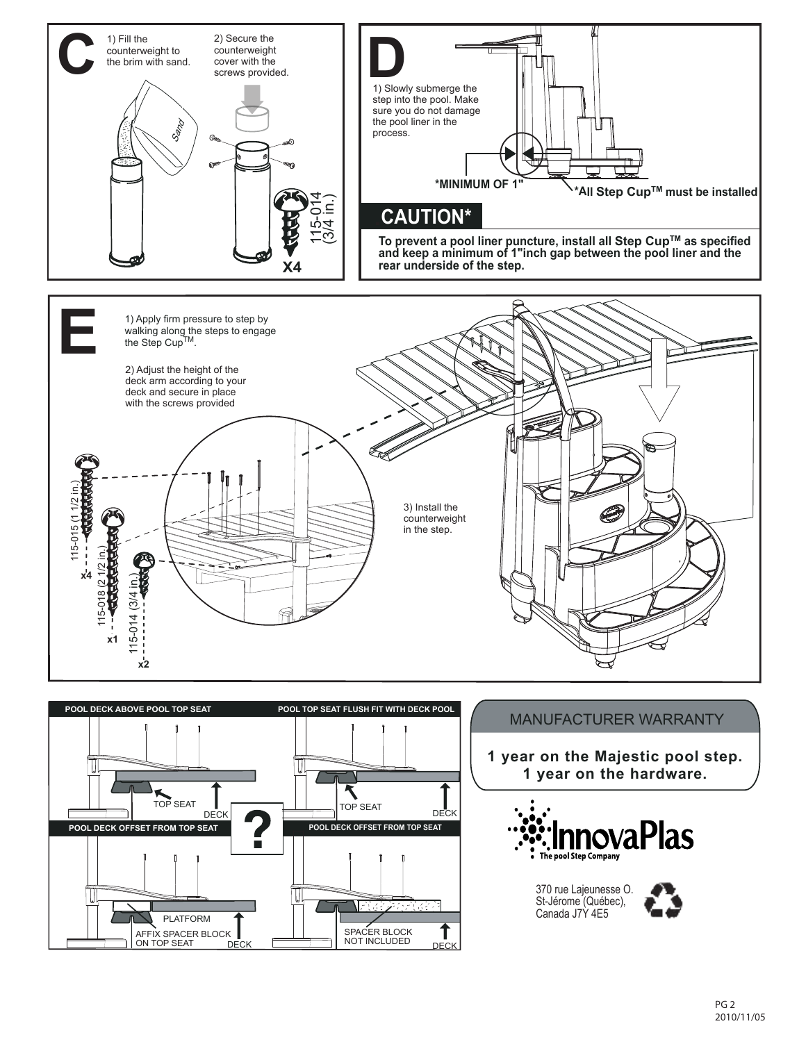## C

1) Fill the counterweight to the brim with sand.

2) Secure the counterweight cover with the screws provided.

Sand

115-014 (3/4 in.)

X4

## D

1) Slowly submerge the step into the pool. Make sure you do not damage the pool liner in the process.

*MINIMUM OF 1"

*All Step Cup™ must be installed

### CAUTION*

**To prevent a pool liner puncture, install all Step Cup™ as specified and keep a minimum of 1"inch gap between the pool liner and the rear underside of the step.**

## E

1) Apply firm pressure to step by walking along the steps to engage the Step Cup™.

2) Adjust the height of the deck arm according to your deck and secure in place with the screws provided

3) Install the counterweight in the step.

115-015 (1 1/2 in.) x4

115-018 (2 1/2 in.) x1

115-014 (3/4 in.) x2

POOL DECK ABOVE POOL TOP SEAT

TOP SEAT

DECK

POOL TOP SEAT FLUSH FIT WITH DECK POOL

TOP SEAT

DECK

?

POOL DECK OFFSET FROM TOP SEAT

PLATFORM

AFFIX SPACER BLOCK ON TOP SEAT

DECK

POOL DECK OFFSET FROM TOP SEAT

SPACER BLOCK NOT INCLUDED

DECK

### MANUFACTURER WARRANTY

**1 year on the Majestic pool step.**
**1 year on the hardware.**

InnovaPlas
The pool Step Company

370 rue Lajeunesse O.
St-Jérome (Québec),
Canada J7Y 4E5

2010/11/05